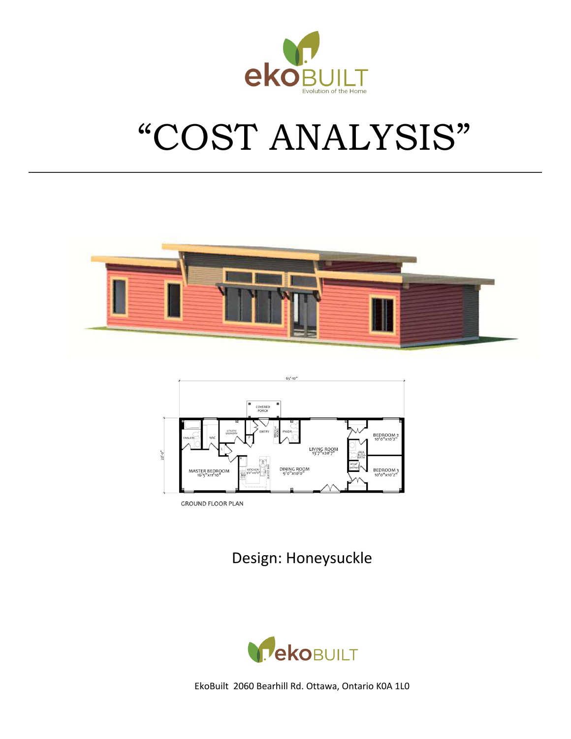ekoBUILT

Evolution of the Home

# "COST ANALYSIS"

Design: Honeysuckle

ekoBUILT

EkoBuilt 2060 Bearhill Rd. Ottawa, Ontario K0A 1L0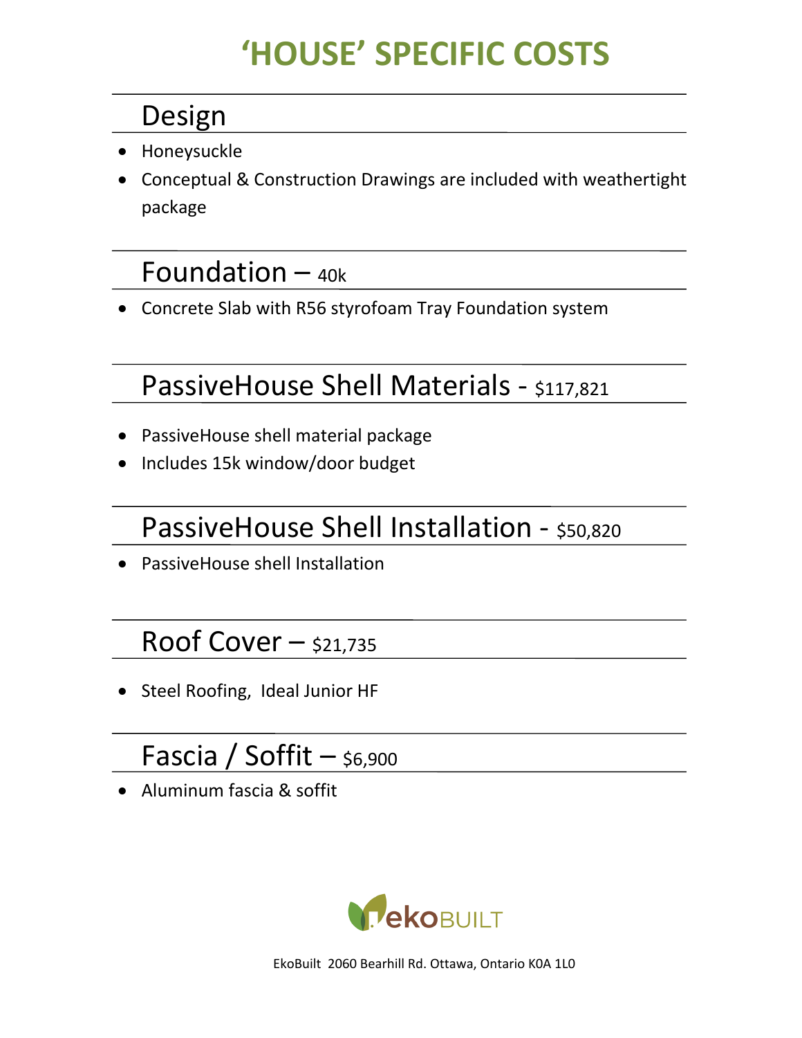# 'HOUSE' SPECIFIC COSTS

## Design

- Honeysuckle
- Conceptual & Construction Drawings are included with weathertight package

## Foundation – 40k

- Concrete Slab with R56 styrofoam Tray Foundation system

## PassiveHouse Shell Materials - $117,821

- PassiveHouse shell material package
- Includes 15k window/door budget

## PassiveHouse Shell Installation - $50,820

- PassiveHouse shell Installation

## Roof Cover – $21,735

- Steel Roofing, Ideal Junior HF

## Fascia / Soffit – $6,900

- Aluminum fascia & soffit

ekoBUILT

EkoBuilt 2060 Bearhill Rd. Ottawa, Ontario K0A 1L0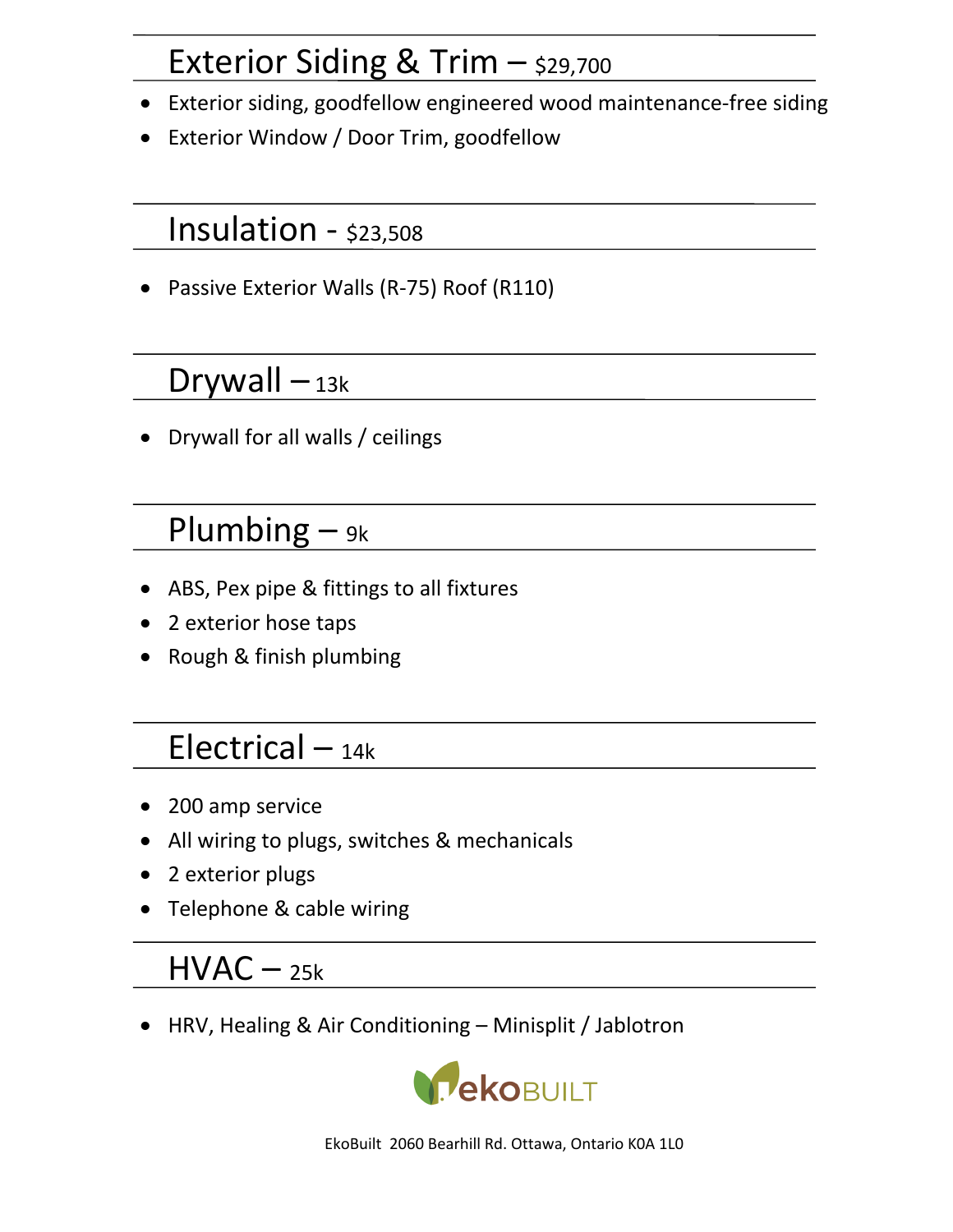## Exterior Siding & Trim – $29,700

- Exterior siding, goodfellow engineered wood maintenance-free siding
- Exterior Window / Door Trim, goodfellow

## Insulation - $23,508

- Passive Exterior Walls (R-75) Roof (R110)

## Drywall – 13k

- Drywall for all walls / ceilings

## Plumbing – 9k

- ABS, Pex pipe & fittings to all fixtures
- 2 exterior hose taps
- Rough & finish plumbing

## Electrical – 14k

- 200 amp service
- All wiring to plugs, switches & mechanicals
- 2 exterior plugs
- Telephone & cable wiring

## HVAC – 25k

- HRV, Healing & Air Conditioning – Minisplit / Jablotron

ekoBUILT

EkoBuilt 2060 Bearhill Rd. Ottawa, Ontario K0A 1L0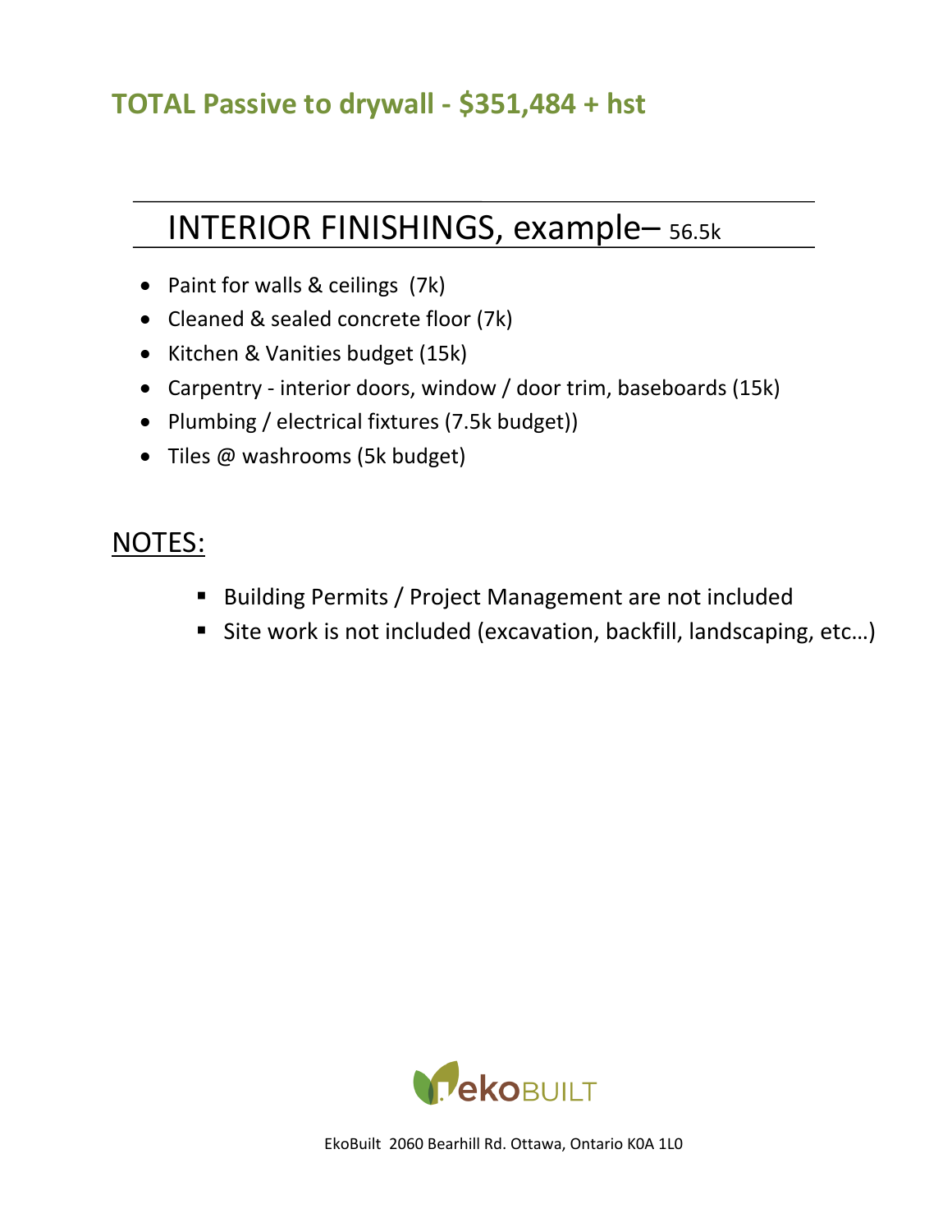## TOTAL Passive to drywall - $351,484 + hst

## INTERIOR FINISHINGS, example– 56.5k

- Paint for walls & ceilings (7k)
- Cleaned & sealed concrete floor (7k)
- Kitchen & Vanities budget (15k)
- Carpentry - interior doors, window / door trim, baseboards (15k)
- Plumbing / electrical fixtures (7.5k budget))
- Tiles @ washrooms (5k budget)

## NOTES:

- Building Permits / Project Management are not included
- Site work is not included (excavation, backfill, landscaping, etc…)

ekoBUILT

EkoBuilt 2060 Bearhill Rd. Ottawa, Ontario K0A 1L0